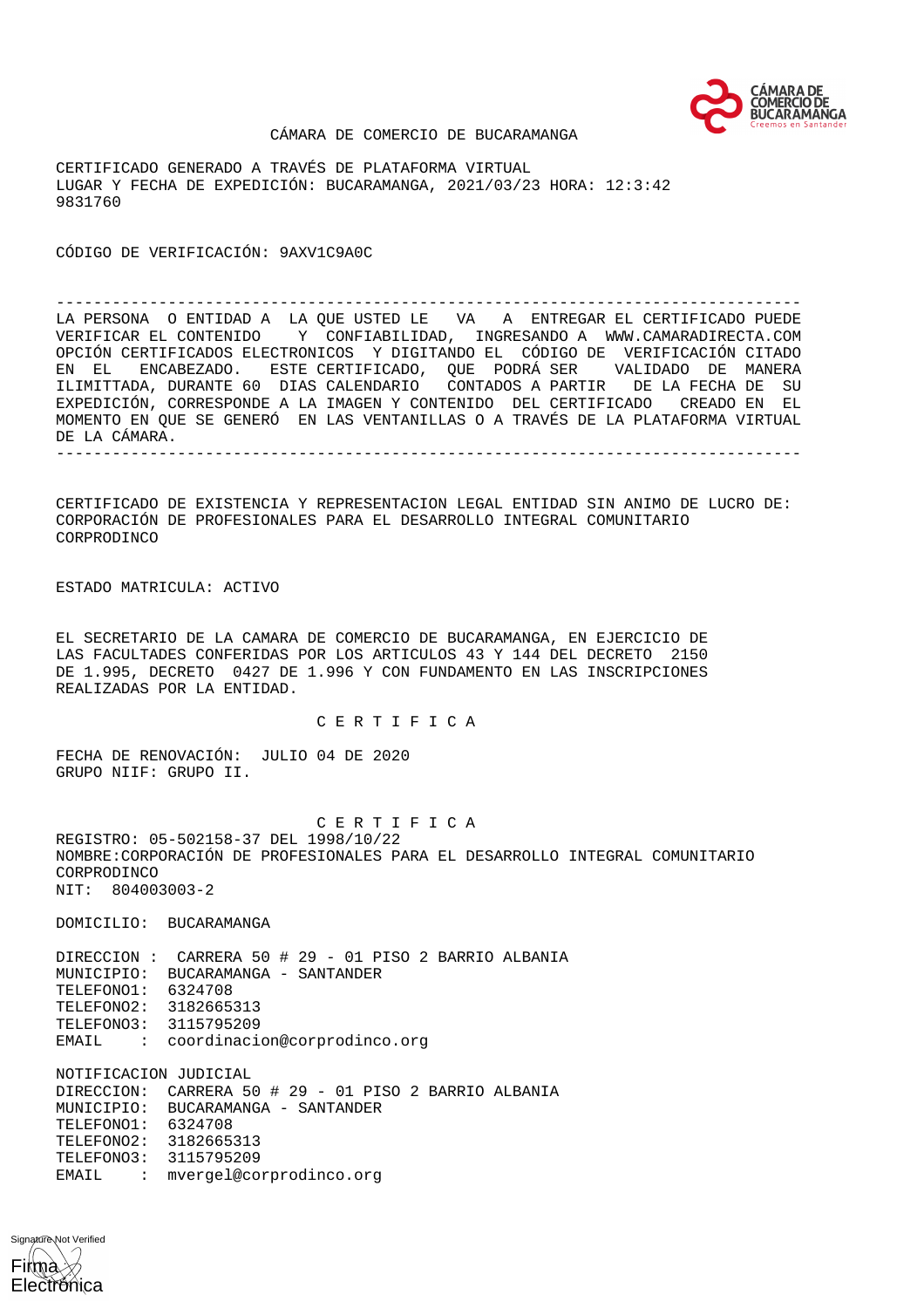CÁMARA DE COMERCIO DE BUCARAMANGA

CERTIFICADO GENERADO A TRAVÉS DE PLATAFORMA VIRTUAL
LUGAR Y FECHA DE EXPEDICIÓN: BUCARAMANGA, 2021/03/23 HORA: 12:3:42
9831760

CÓDIGO DE VERIFICACIÓN: 9AXV1C9A0C

---

LA PERSONA O ENTIDAD A LA QUE USTED LE VA A ENTREGAR EL CERTIFICADO PUEDE VERIFICAR EL CONTENIDO Y CONFIABILIDAD, INGRESANDO A WWW.CAMARADIRECTA.COM OPCIÓN CERTIFICADOS ELECTRONICOS Y DIGITANDO EL CÓDIGO DE VERIFICACIÓN CITADO EN EL ENCABEZADO. ESTE CERTIFICADO, QUE PODRÁ SER VALIDADO DE MANERA ILIMITTADA, DURANTE 60 DIAS CALENDARIO CONTADOS A PARTIR DE LA FECHA DE SU EXPEDICIÓN, CORRESPONDE A LA IMAGEN Y CONTENIDO DEL CERTIFICADO CREADO EN EL MOMENTO EN QUE SE GENERÓ EN LAS VENTANILLAS O A TRAVÉS DE LA PLATAFORMA VIRTUAL DE LA CÁMARA.

---

CERTIFICADO DE EXISTENCIA Y REPRESENTACION LEGAL ENTIDAD SIN ANIMO DE LUCRO DE:
CORPORACIÓN DE PROFESIONALES PARA EL DESARROLLO INTEGRAL COMUNITARIO
CORPRODINCO

ESTADO MATRICULA: ACTIVO

EL SECRETARIO DE LA CAMARA DE COMERCIO DE BUCARAMANGA, EN EJERCICIO DE LAS FACULTADES CONFERIDAS POR LOS ARTICULOS 43 Y 144 DEL DECRETO 2150 DE 1.995, DECRETO 0427 DE 1.996 Y CON FUNDAMENTO EN LAS INSCRIPCIONES REALIZADAS POR LA ENTIDAD.

C E R T I F I C A

FECHA DE RENOVACIÓN: JULIO 04 DE 2020
GRUPO NIIF: GRUPO II.

C E R T I F I C A

REGISTRO: 05-502158-37 DEL 1998/10/22
NOMBRE:CORPORACIÓN DE PROFESIONALES PARA EL DESARROLLO INTEGRAL COMUNITARIO
CORPRODINCO
NIT: 804003003-2

DOMICILIO: BUCARAMANGA

DIRECCION : CARRERA 50 # 29 - 01 PISO 2 BARRIO ALBANIA
MUNICIPIO: BUCARAMANGA - SANTANDER
TELEFONO1: 6324708
TELEFONO2: 3182665313
TELEFONO3: 3115795209
EMAIL : coordinacion@corprodinco.org

NOTIFICACION JUDICIAL
DIRECCION: CARRERA 50 # 29 - 01 PISO 2 BARRIO ALBANIA
MUNICIPIO: BUCARAMANGA - SANTANDER
TELEFONO1: 6324708
TELEFONO2: 3182665313
TELEFONO3: 3115795209
EMAIL : mvergel@corprodinco.org

Signature Not Verified
Firma Electrónica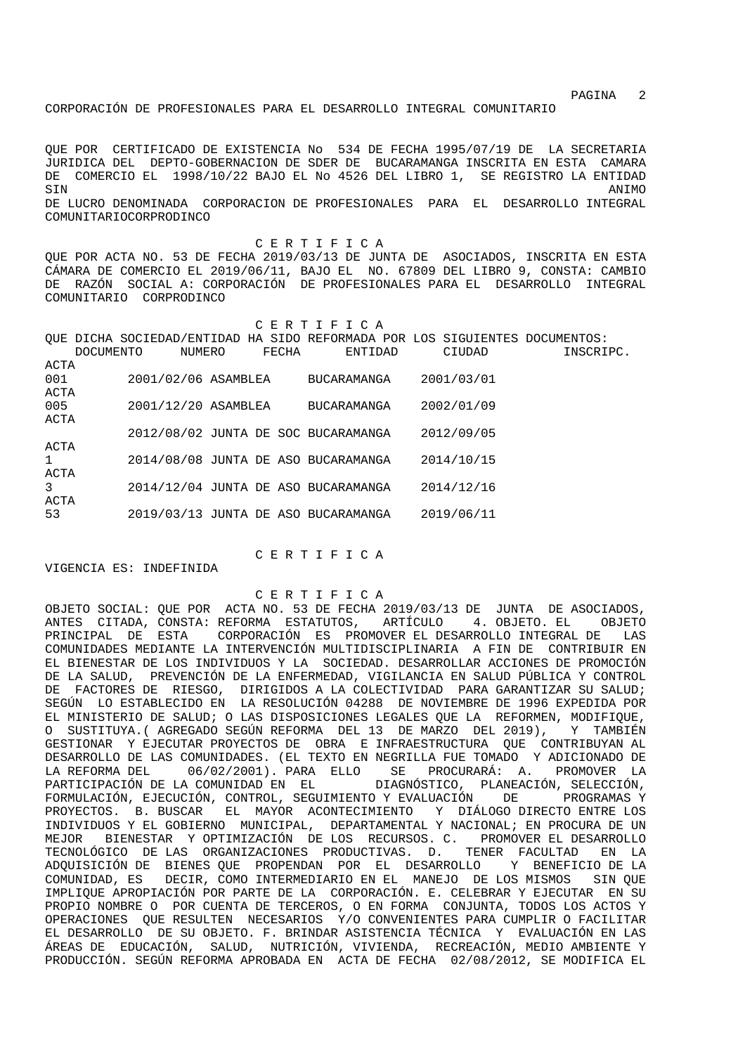CORPORACIÓN DE PROFESIONALES PARA EL DESARROLLO INTEGRAL COMUNITARIO

QUE POR CERTIFICADO DE EXISTENCIA No 534 DE FECHA 1995/07/19 DE LA SECRETARIA JURIDICA DEL DEPTO-GOBERNACION DE SDER DE BUCARAMANGA INSCRITA EN ESTA CAMARA DE COMERCIO EL 1998/10/22 BAJO EL No 4526 DEL LIBRO 1, SE REGISTRO LA ENTIDAD SIN ANIMO DE LUCRO DENOMINADA CORPORACION DE PROFESIONALES PARA EL DESARROLLO INTEGRAL COMUNITARIOCORPRODINCO

C E R T I F I C A

QUE POR ACTA NO. 53 DE FECHA 2019/03/13 DE JUNTA DE ASOCIADOS, INSCRITA EN ESTA CÁMARA DE COMERCIO EL 2019/06/11, BAJO EL NO. 67809 DEL LIBRO 9, CONSTA: CAMBIO DE RAZÓN SOCIAL A: CORPORACIÓN DE PROFESIONALES PARA EL DESARROLLO INTEGRAL COMUNITARIO CORPRODINCO

C E R T I F I C A

QUE DICHA SOCIEDAD/ENTIDAD HA SIDO REFORMADA POR LOS SIGUIENTES DOCUMENTOS:

| DOCUMENTO | NUMERO | FECHA | ENTIDAD | CIUDAD | INSCRIPC. |
|---|---|---|---|---|---|
| ACTA | 001 | 2001/02/06 | ASAMBLEA | BUCARAMANGA | 2001/03/01 |
| ACTA | 005 | 2001/12/20 | ASAMBLEA | BUCARAMANGA | 2002/01/09 |
| ACTA | | 2012/08/02 | JUNTA DE SOC | BUCARAMANGA | 2012/09/05 |
| ACTA | 1 | 2014/08/08 | JUNTA DE ASO | BUCARAMANGA | 2014/10/15 |
| ACTA | 3 | 2014/12/04 | JUNTA DE ASO | BUCARAMANGA | 2014/12/16 |
| ACTA | 53 | 2019/03/13 | JUNTA DE ASO | BUCARAMANGA | 2019/06/11 |

C E R T I F I C A

VIGENCIA ES: INDEFINIDA

C E R T I F I C A

OBJETO SOCIAL: QUE POR ACTA NO. 53 DE FECHA 2019/03/13 DE JUNTA DE ASOCIADOS, ANTES CITADA, CONSTA: REFORMA ESTATUTOS, ARTÍCULO 4. OBJETO. EL OBJETO PRINCIPAL DE ESTA CORPORACIÓN ES PROMOVER EL DESARROLLO INTEGRAL DE LAS COMUNIDADES MEDIANTE LA INTERVENCIÓN MULTIDISCIPLINARIA A FIN DE CONTRIBUIR EN EL BIENESTAR DE LOS INDIVIDUOS Y LA SOCIEDAD. DESARROLLAR ACCIONES DE PROMOCIÓN DE LA SALUD, PREVENCIÓN DE LA ENFERMEDAD, VIGILANCIA EN SALUD PÚBLICA Y CONTROL DE FACTORES DE RIESGO, DIRIGIDOS A LA COLECTIVIDAD PARA GARANTIZAR SU SALUD; SEGÚN LO ESTABLECIDO EN LA RESOLUCIÓN 04288 DE NOVIEMBRE DE 1996 EXPEDIDA POR EL MINISTERIO DE SALUD; O LAS DISPOSICIONES LEGALES QUE LA REFORMEN, MODIFIQUE, O SUSTITUYA.( AGREGADO SEGÚN REFORMA DEL 13 DE MARZO DEL 2019), Y TAMBIÉN GESTIONAR Y EJECUTAR PROYECTOS DE OBRA E INFRAESTRUCTURA QUE CONTRIBUYAN AL DESARROLLO DE LAS COMUNIDADES. (EL TEXTO EN NEGRILLA FUE TOMADO Y ADICIONADO DE LA REFORMA DEL 06/02/2001). PARA ELLO SE PROCURARÁ: A. PROMOVER LA PARTICIPACIÓN DE LA COMUNIDAD EN EL DIAGNÓSTICO, PLANEACIÓN, SELECCIÓN, FORMULACIÓN, EJECUCIÓN, CONTROL, SEGUIMIENTO Y EVALUACIÓN DE PROGRAMAS Y PROYECTOS. B. BUSCAR EL MAYOR ACONTECIMIENTO Y DIÁLOGO DIRECTO ENTRE LOS INDIVIDUOS Y EL GOBIERNO MUNICIPAL, DEPARTAMENTAL Y NACIONAL; EN PROCURA DE UN MEJOR BIENESTAR Y OPTIMIZACIÓN DE LOS RECURSOS. C. PROMOVER EL DESARROLLO TECNOLÓGICO DE LAS ORGANIZACIONES PRODUCTIVAS. D. TENER FACULTAD EN LA ADQUISICIÓN DE BIENES QUE PROPENDAN POR EL DESARROLLO Y BENEFICIO DE LA COMUNIDAD, ES DECIR, COMO INTERMEDIARIO EN EL MANEJO DE LOS MISMOS SIN QUE IMPLIQUE APROPIACIÓN POR PARTE DE LA CORPORACIÓN. E. CELEBRAR Y EJECUTAR EN SU PROPIO NOMBRE O POR CUENTA DE TERCEROS, O EN FORMA CONJUNTA, TODOS LOS ACTOS Y OPERACIONES QUE RESULTEN NECESARIOS Y/O CONVENIENTES PARA CUMPLIR O FACILITAR EL DESARROLLO DE SU OBJETO. F. BRINDAR ASISTENCIA TÉCNICA Y EVALUACIÓN EN LAS ÁREAS DE EDUCACIÓN, SALUD, NUTRICIÓN, VIVIENDA, RECREACIÓN, MEDIO AMBIENTE Y PRODUCCIÓN. SEGÚN REFORMA APROBADA EN ACTA DE FECHA 02/08/2012, SE MODIFICA EL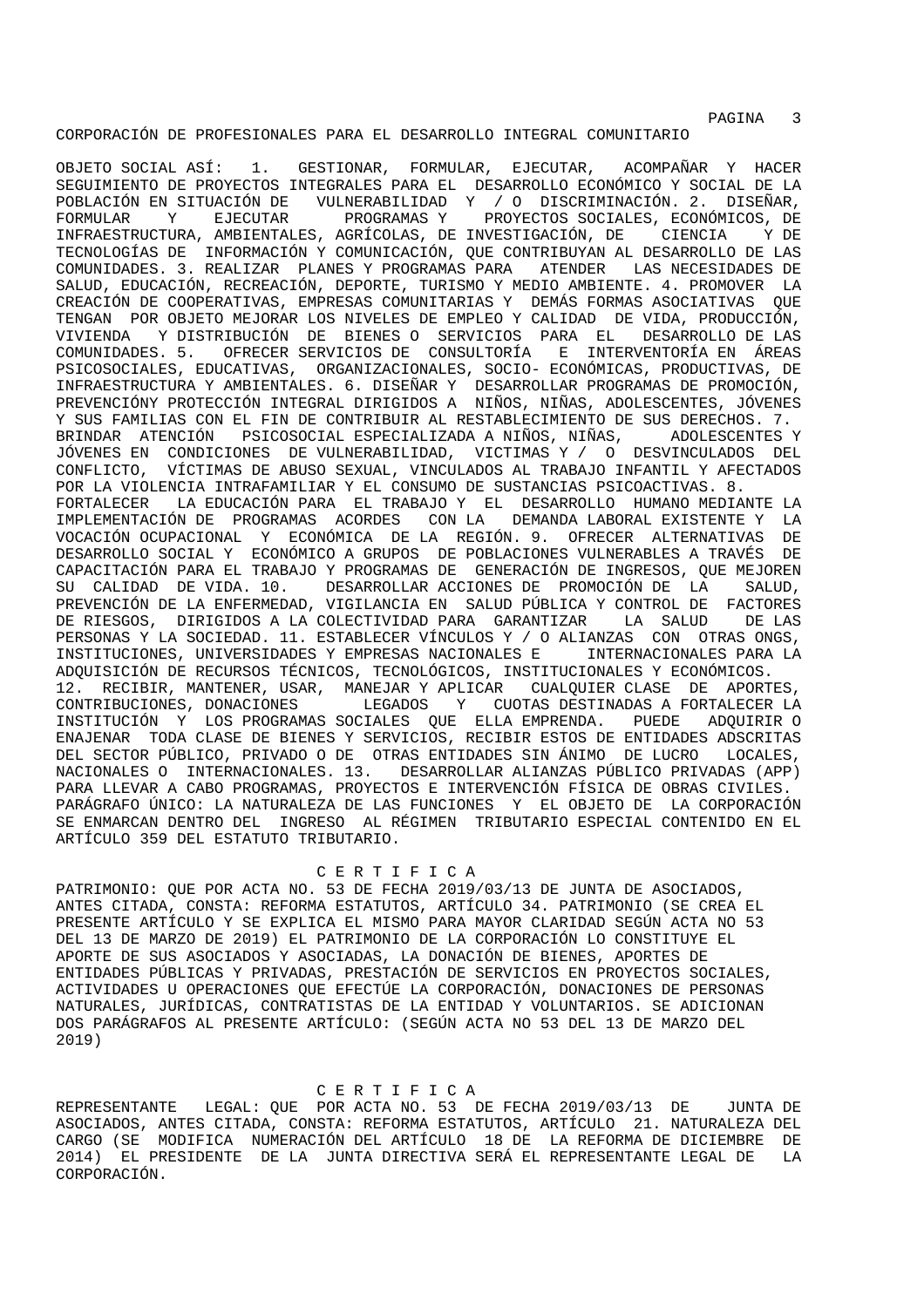CORPORACIÓN DE PROFESIONALES PARA EL DESARROLLO INTEGRAL COMUNITARIO

OBJETO SOCIAL ASÍ: 1. GESTIONAR, FORMULAR, EJECUTAR, ACOMPAÑAR Y HACER SEGUIMIENTO DE PROYECTOS INTEGRALES PARA EL DESARROLLO ECONÓMICO Y SOCIAL DE LA POBLACIÓN EN SITUACIÓN DE VULNERABILIDAD Y / O DISCRIMINACIÓN. 2. DISEÑAR, FORMULAR Y EJECUTAR PROGRAMAS Y PROYECTOS SOCIALES, ECONÓMICOS, DE INFRAESTRUCTURA, AMBIENTALES, AGRÍCOLAS, DE INVESTIGACIÓN, DE CIENCIA Y DE TECNOLOGÍAS DE INFORMACIÓN Y COMUNICACIÓN, QUE CONTRIBUYAN AL DESARROLLO DE LAS COMUNIDADES. 3. REALIZAR PLANES Y PROGRAMAS PARA ATENDER LAS NECESIDADES DE SALUD, EDUCACIÓN, RECREACIÓN, DEPORTE, TURISMO Y MEDIO AMBIENTE. 4. PROMOVER LA CREACIÓN DE COOPERATIVAS, EMPRESAS COMUNITARIAS Y DEMÁS FORMAS ASOCIATIVAS QUE TENGAN POR OBJETO MEJORAR LOS NIVELES DE EMPLEO Y CALIDAD DE VIDA, PRODUCCIÓN, VIVIENDA Y DISTRIBUCIÓN DE BIENES O SERVICIOS PARA EL DESARROLLO DE LAS COMUNIDADES. 5. OFRECER SERVICIOS DE CONSULTORÍA E INTERVENTORÍA EN ÁREAS PSICOSOCIALES, EDUCATIVAS, ORGANIZACIONALES, SOCIO- ECONÓMICAS, PRODUCTIVAS, DE INFRAESTRUCTURA Y AMBIENTALES. 6. DISEÑAR Y DESARROLLAR PROGRAMAS DE PROMOCIÓN, PREVENCIÓNY PROTECCIÓN INTEGRAL DIRIGIDOS A NIÑOS, NIÑAS, ADOLESCENTES, JÓVENES Y SUS FAMILIAS CON EL FIN DE CONTRIBUIR AL RESTABLECIMIENTO DE SUS DERECHOS. 7. BRINDAR ATENCIÓN PSICOSOCIAL ESPECIALIZADA A NIÑOS, NIÑAS, ADOLESCENTES Y JÓVENES EN CONDICIONES DE VULNERABILIDAD, VICTIMAS Y / O DESVINCULADOS DEL CONFLICTO, VÍCTIMAS DE ABUSO SEXUAL, VINCULADOS AL TRABAJO INFANTIL Y AFECTADOS POR LA VIOLENCIA INTRAFAMILIAR Y EL CONSUMO DE SUSTANCIAS PSICOACTIVAS. 8. FORTALECER LA EDUCACIÓN PARA EL TRABAJO Y EL DESARROLLO HUMANO MEDIANTE LA IMPLEMENTACIÓN DE PROGRAMAS ACORDES CON LA DEMANDA LABORAL EXISTENTE Y LA VOCACIÓN OCUPACIONAL Y ECONÓMICA DE LA REGIÓN. 9. OFRECER ALTERNATIVAS DE DESARROLLO SOCIAL Y ECONÓMICO A GRUPOS DE POBLACIONES VULNERABLES A TRAVÉS DE CAPACITACIÓN PARA EL TRABAJO Y PROGRAMAS DE GENERACIÓN DE INGRESOS, QUE MEJOREN SU CALIDAD DE VIDA. 10. DESARROLLAR ACCIONES DE PROMOCIÓN DE LA SALUD, PREVENCIÓN DE LA ENFERMEDAD, VIGILANCIA EN SALUD PÚBLICA Y CONTROL DE FACTORES DE RIESGOS, DIRIGIDOS A LA COLECTIVIDAD PARA GARANTIZAR LA SALUD DE LAS PERSONAS Y LA SOCIEDAD. 11. ESTABLECER VÍNCULOS Y / O ALIANZAS CON OTRAS ONGS, INSTITUCIONES, UNIVERSIDADES Y EMPRESAS NACIONALES E INTERNACIONALES PARA LA ADQUISICIÓN DE RECURSOS TÉCNICOS, TECNOLÓGICOS, INSTITUCIONALES Y ECONÓMICOS. 12. RECIBIR, MANTENER, USAR, MANEJAR Y APLICAR CUALQUIER CLASE DE APORTES, CONTRIBUCIONES, DONACIONES LEGADOS Y CUOTAS DESTINADAS A FORTALECER LA INSTITUCIÓN Y LOS PROGRAMAS SOCIALES QUE ELLA EMPRENDA. PUEDE ADQUIRIR O ENAJENAR TODA CLASE DE BIENES Y SERVICIOS, RECIBIR ESTOS DE ENTIDADES ADSCRITAS DEL SECTOR PÚBLICO, PRIVADO O DE OTRAS ENTIDADES SIN ÁNIMO DE LUCRO LOCALES, NACIONALES O INTERNACIONALES. 13. DESARROLLAR ALIANZAS PÚBLICO PRIVADAS (APP) PARA LLEVAR A CABO PROGRAMAS, PROYECTOS E INTERVENCIÓN FÍSICA DE OBRAS CIVILES. PARÁGRAFO ÚNICO: LA NATURALEZA DE LAS FUNCIONES Y EL OBJETO DE LA CORPORACIÓN SE ENMARCAN DENTRO DEL INGRESO AL RÉGIMEN TRIBUTARIO ESPECIAL CONTENIDO EN EL ARTÍCULO 359 DEL ESTATUTO TRIBUTARIO.

## C E R T I F I C A

PATRIMONIO: QUE POR ACTA NO. 53 DE FECHA 2019/03/13 DE JUNTA DE ASOCIADOS, ANTES CITADA, CONSTA: REFORMA ESTATUTOS, ARTÍCULO 34. PATRIMONIO (SE CREA EL PRESENTE ARTÍCULO Y SE EXPLICA EL MISMO PARA MAYOR CLARIDAD SEGÚN ACTA NO 53 DEL 13 DE MARZO DE 2019) EL PATRIMONIO DE LA CORPORACIÓN LO CONSTITUYE EL APORTE DE SUS ASOCIADOS Y ASOCIADAS, LA DONACIÓN DE BIENES, APORTES DE ENTIDADES PÚBLICAS Y PRIVADAS, PRESTACIÓN DE SERVICIOS EN PROYECTOS SOCIALES, ACTIVIDADES U OPERACIONES QUE EFECTÚE LA CORPORACIÓN, DONACIONES DE PERSONAS NATURALES, JURÍDICAS, CONTRATISTAS DE LA ENTIDAD Y VOLUNTARIOS. SE ADICIONAN DOS PARÁGRAFOS AL PRESENTE ARTÍCULO: (SEGÚN ACTA NO 53 DEL 13 DE MARZO DEL 2019)

## C E R T I F I C A

REPRESENTANTE LEGAL: QUE POR ACTA NO. 53 DE FECHA 2019/03/13 DE JUNTA DE ASOCIADOS, ANTES CITADA, CONSTA: REFORMA ESTATUTOS, ARTÍCULO 21. NATURALEZA DEL CARGO (SE MODIFICA NUMERACIÓN DEL ARTÍCULO 18 DE LA REFORMA DE DICIEMBRE DE 2014) EL PRESIDENTE DE LA JUNTA DIRECTIVA SERÁ EL REPRESENTANTE LEGAL DE LA CORPORACIÓN.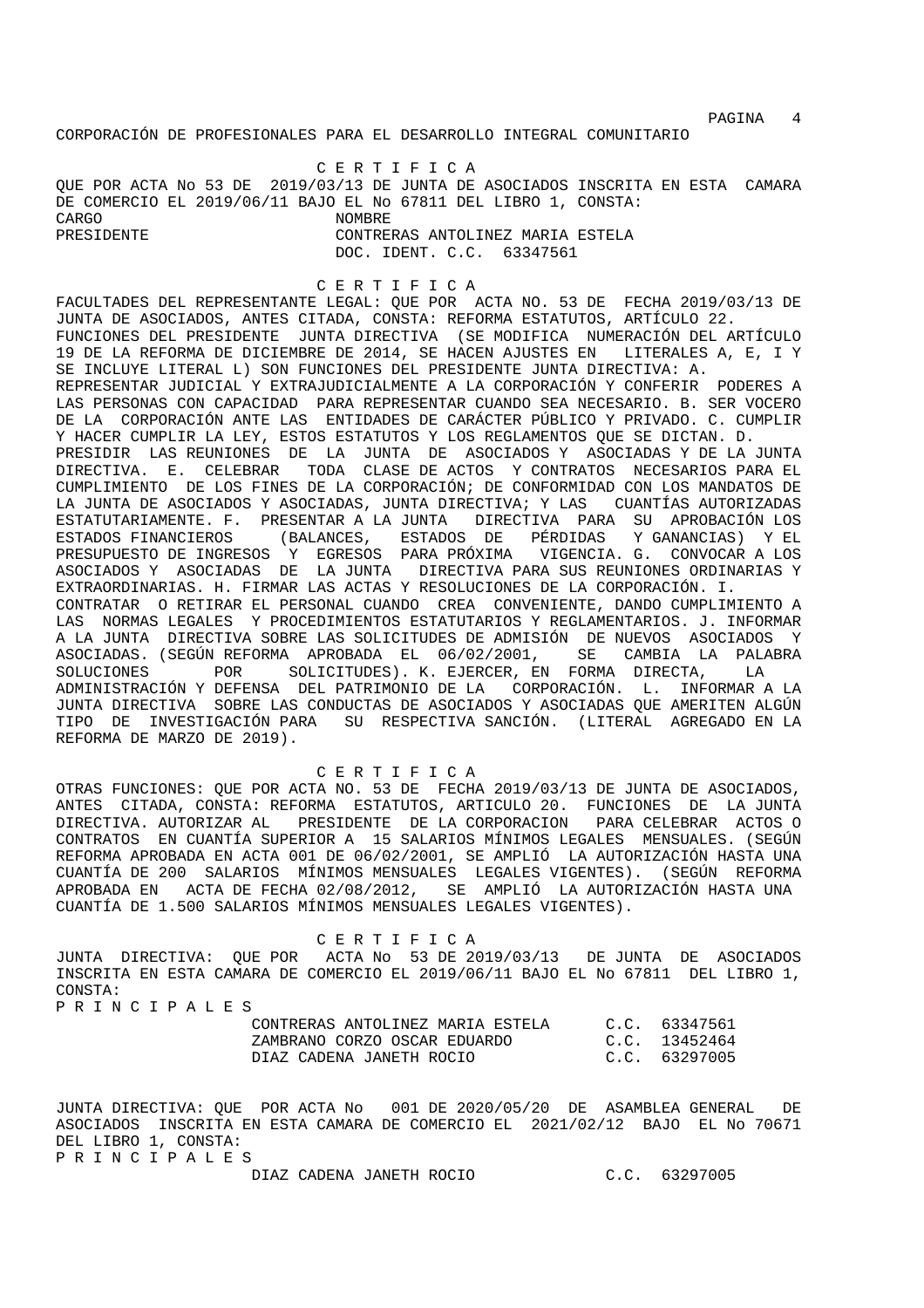CORPORACIÓN DE PROFESIONALES PARA EL DESARROLLO INTEGRAL COMUNITARIO

C E R T I F I C A

QUE POR ACTA No 53 DE 2019/03/13 DE JUNTA DE ASOCIADOS INSCRITA EN ESTA CAMARA DE COMERCIO EL 2019/06/11 BAJO EL No 67811 DEL LIBRO 1, CONSTA:

| CARGO | NOMBRE |
|---|---|
| PRESIDENTE | CONTRERAS ANTOLINEZ MARIA ESTELA<br>DOC. IDENT. C.C. 63347561 |

C E R T I F I C A

FACULTADES DEL REPRESENTANTE LEGAL: QUE POR ACTA NO. 53 DE FECHA 2019/03/13 DE JUNTA DE ASOCIADOS, ANTES CITADA, CONSTA: REFORMA ESTATUTOS, ARTÍCULO 22. FUNCIONES DEL PRESIDENTE JUNTA DIRECTIVA (SE MODIFICA NUMERACIÓN DEL ARTÍCULO 19 DE LA REFORMA DE DICIEMBRE DE 2014, SE HACEN AJUSTES EN LITERALES A, E, I Y SE INCLUYE LITERAL L) SON FUNCIONES DEL PRESIDENTE JUNTA DIRECTIVA: A. REPRESENTAR JUDICIAL Y EXTRAJUDICIALMENTE A LA CORPORACIÓN Y CONFERIR PODERES A LAS PERSONAS CON CAPACIDAD PARA REPRESENTAR CUANDO SEA NECESARIO. B. SER VOCERO DE LA CORPORACIÓN ANTE LAS ENTIDADES DE CARÁCTER PÚBLICO Y PRIVADO. C. CUMPLIR Y HACER CUMPLIR LA LEY, ESTOS ESTATUTOS Y LOS REGLAMENTOS QUE SE DICTAN. D. PRESIDIR LAS REUNIONES DE LA JUNTA DE ASOCIADOS Y ASOCIADAS Y DE LA JUNTA DIRECTIVA. E. CELEBRAR TODA CLASE DE ACTOS Y CONTRATOS NECESARIOS PARA EL CUMPLIMIENTO DE LOS FINES DE LA CORPORACIÓN; DE CONFORMIDAD CON LOS MANDATOS DE LA JUNTA DE ASOCIADOS Y ASOCIADAS, JUNTA DIRECTIVA; Y LAS CUANTÍAS AUTORIZADAS ESTATUTARIAMENTE. F. PRESENTAR A LA JUNTA DIRECTIVA PARA SU APROBACIÓN LOS ESTADOS FINANCIEROS (BALANCES, ESTADOS DE PÉRDIDAS Y GANANCIAS) Y EL PRESUPUESTO DE INGRESOS Y EGRESOS PARA PRÓXIMA VIGENCIA. G. CONVOCAR A LOS ASOCIADOS Y ASOCIADAS DE LA JUNTA DIRECTIVA PARA SUS REUNIONES ORDINARIAS Y EXTRAORDINARIAS. H. FIRMAR LAS ACTAS Y RESOLUCIONES DE LA CORPORACIÓN. I. CONTRATAR O RETIRAR EL PERSONAL CUANDO CREA CONVENIENTE, DANDO CUMPLIMIENTO A LAS NORMAS LEGALES Y PROCEDIMIENTOS ESTATUTARIOS Y REGLAMENTARIOS. J. INFORMAR A LA JUNTA DIRECTIVA SOBRE LAS SOLICITUDES DE ADMISIÓN DE NUEVOS ASOCIADOS Y ASOCIADAS. (SEGÚN REFORMA APROBADA EL 06/02/2001, SE CAMBIA LA PALABRA SOLUCIONES POR SOLICITUDES). K. EJERCER, EN FORMA DIRECTA, LA ADMINISTRACIÓN Y DEFENSA DEL PATRIMONIO DE LA CORPORACIÓN. L. INFORMAR A LA JUNTA DIRECTIVA SOBRE LAS CONDUCTAS DE ASOCIADOS Y ASOCIADAS QUE AMERITEN ALGÚN TIPO DE INVESTIGACIÓN PARA SU RESPECTIVA SANCIÓN. (LITERAL AGREGADO EN LA REFORMA DE MARZO DE 2019).

C E R T I F I C A

OTRAS FUNCIONES: QUE POR ACTA NO. 53 DE FECHA 2019/03/13 DE JUNTA DE ASOCIADOS, ANTES CITADA, CONSTA: REFORMA ESTATUTOS, ARTICULO 20. FUNCIONES DE LA JUNTA DIRECTIVA. AUTORIZAR AL PRESIDENTE DE LA CORPORACION PARA CELEBRAR ACTOS O CONTRATOS EN CUANTÍA SUPERIOR A 15 SALARIOS MÍNIMOS LEGALES MENSUALES. (SEGÚN REFORMA APROBADA EN ACTA 001 DE 06/02/2001, SE AMPLIÓ LA AUTORIZACIÓN HASTA UNA CUANTÍA DE 200 SALARIOS MÍNIMOS MENSUALES LEGALES VIGENTES). (SEGÚN REFORMA APROBADA EN ACTA DE FECHA 02/08/2012, SE AMPLIÓ LA AUTORIZACIÓN HASTA UNA CUANTÍA DE 1.500 SALARIOS MÍNIMOS MENSUALES LEGALES VIGENTES).

C E R T I F I C A

JUNTA DIRECTIVA: QUE POR ACTA No 53 DE 2019/03/13 DE JUNTA DE ASOCIADOS INSCRITA EN ESTA CAMARA DE COMERCIO EL 2019/06/11 BAJO EL No 67811 DEL LIBRO 1, CONSTA:

P R I N C I P A L E S

| NOMBRE | IDENTIFICACIÓN |
|---|---|
| CONTRERAS ANTOLINEZ MARIA ESTELA | C.C. 63347561 |
| ZAMBRANO CORZO OSCAR EDUARDO | C.C. 13452464 |
| DIAZ CADENA JANETH ROCIO | C.C. 63297005 |

JUNTA DIRECTIVA: QUE POR ACTA No 001 DE 2020/05/20 DE ASAMBLEA GENERAL DE ASOCIADOS INSCRITA EN ESTA CAMARA DE COMERCIO EL 2021/02/12 BAJO EL No 70671 DEL LIBRO 1, CONSTA:

P R I N C I P A L E S

| NOMBRE | IDENTIFICACIÓN |
|---|---|
| DIAZ CADENA JANETH ROCIO | C.C. 63297005 |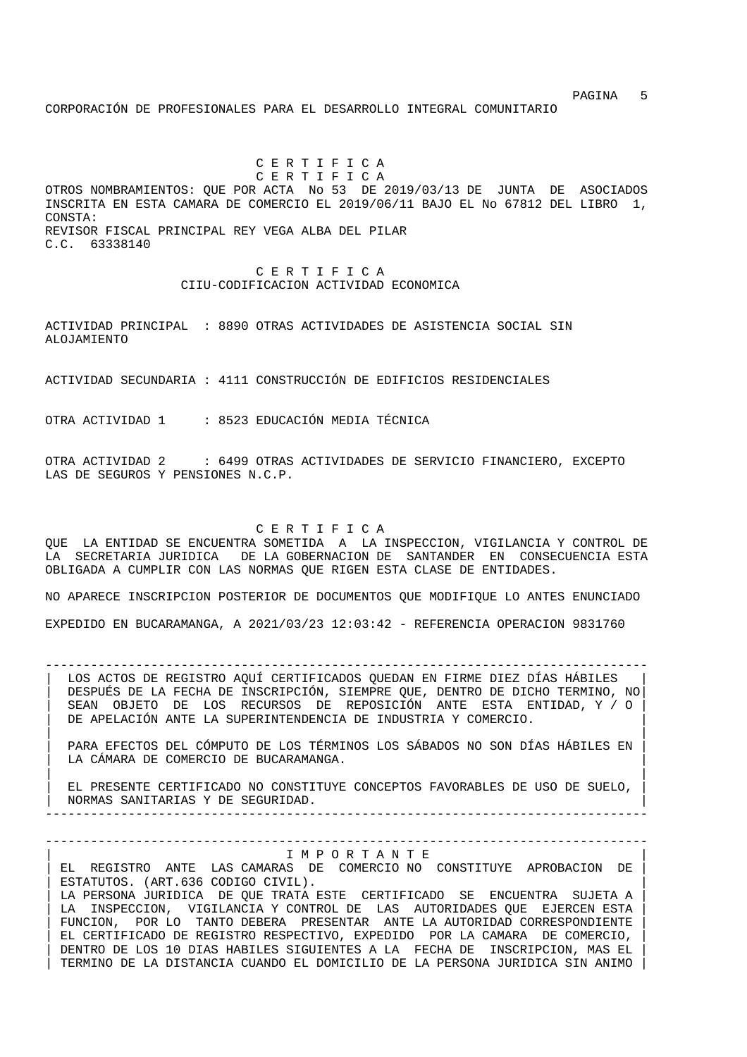C E R T I F I C A

C E R T I F I C A

OTROS NOMBRAMIENTOS: QUE POR ACTA No 53 DE 2019/03/13 DE JUNTA DE ASOCIADOS INSCRITA EN ESTA CAMARA DE COMERCIO EL 2019/06/11 BAJO EL No 67812 DEL LIBRO 1, CONSTA:

REVISOR FISCAL PRINCIPAL REY VEGA ALBA DEL PILAR
C.C. 63338140

C E R T I F I C A

CIIU-CODIFICACION ACTIVIDAD ECONOMICA

ACTIVIDAD PRINCIPAL : 8890 OTRAS ACTIVIDADES DE ASISTENCIA SOCIAL SIN ALOJAMIENTO

ACTIVIDAD SECUNDARIA : 4111 CONSTRUCCIÓN DE EDIFICIOS RESIDENCIALES

OTRA ACTIVIDAD 1 : 8523 EDUCACIÓN MEDIA TÉCNICA

OTRA ACTIVIDAD 2 : 6499 OTRAS ACTIVIDADES DE SERVICIO FINANCIERO, EXCEPTO LAS DE SEGUROS Y PENSIONES N.C.P.

C E R T I F I C A

QUE LA ENTIDAD SE ENCUENTRA SOMETIDA A LA INSPECCION, VIGILANCIA Y CONTROL DE LA SECRETARIA JURIDICA DE LA GOBERNACION DE SANTANDER EN CONSECUENCIA ESTA OBLIGADA A CUMPLIR CON LAS NORMAS QUE RIGEN ESTA CLASE DE ENTIDADES.

NO APARECE INSCRIPCION POSTERIOR DE DOCUMENTOS QUE MODIFIQUE LO ANTES ENUNCIADO

EXPEDIDO EN BUCARAMANGA, A 2021/03/23 12:03:42 - REFERENCIA OPERACION 9831760

---

LOS ACTOS DE REGISTRO AQUÍ CERTIFICADOS QUEDAN EN FIRME DIEZ DÍAS HÁBILES DESPUÉS DE LA FECHA DE INSCRIPCIÓN, SIEMPRE QUE, DENTRO DE DICHO TERMINO, NO SEAN OBJETO DE LOS RECURSOS DE REPOSICIÓN ANTE ESTA ENTIDAD, Y / O DE APELACIÓN ANTE LA SUPERINTENDENCIA DE INDUSTRIA Y COMERCIO.

PARA EFECTOS DEL CÓMPUTO DE LOS TÉRMINOS LOS SÁBADOS NO SON DÍAS HÁBILES EN LA CÁMARA DE COMERCIO DE BUCARAMANGA.

EL PRESENTE CERTIFICADO NO CONSTITUYE CONCEPTOS FAVORABLES DE USO DE SUELO, NORMAS SANITARIAS Y DE SEGURIDAD.

---

I M P O R T A N T E

EL REGISTRO ANTE LAS CAMARAS DE COMERCIO NO CONSTITUYE APROBACION DE ESTATUTOS. (ART.636 CODIGO CIVIL).

LA PERSONA JURIDICA DE QUE TRATA ESTE CERTIFICADO SE ENCUENTRA SUJETA A LA INSPECCION, VIGILANCIA Y CONTROL DE LAS AUTORIDADES QUE EJERCEN ESTA FUNCION, POR LO TANTO DEBERA PRESENTAR ANTE LA AUTORIDAD CORRESPONDIENTE EL CERTIFICADO DE REGISTRO RESPECTIVO, EXPEDIDO POR LA CAMARA DE COMERCIO, DENTRO DE LOS 10 DIAS HABILES SIGUIENTES A LA FECHA DE INSCRIPCION, MAS EL TERMINO DE LA DISTANCIA CUANDO EL DOMICILIO DE LA PERSONA JURIDICA SIN ANIMO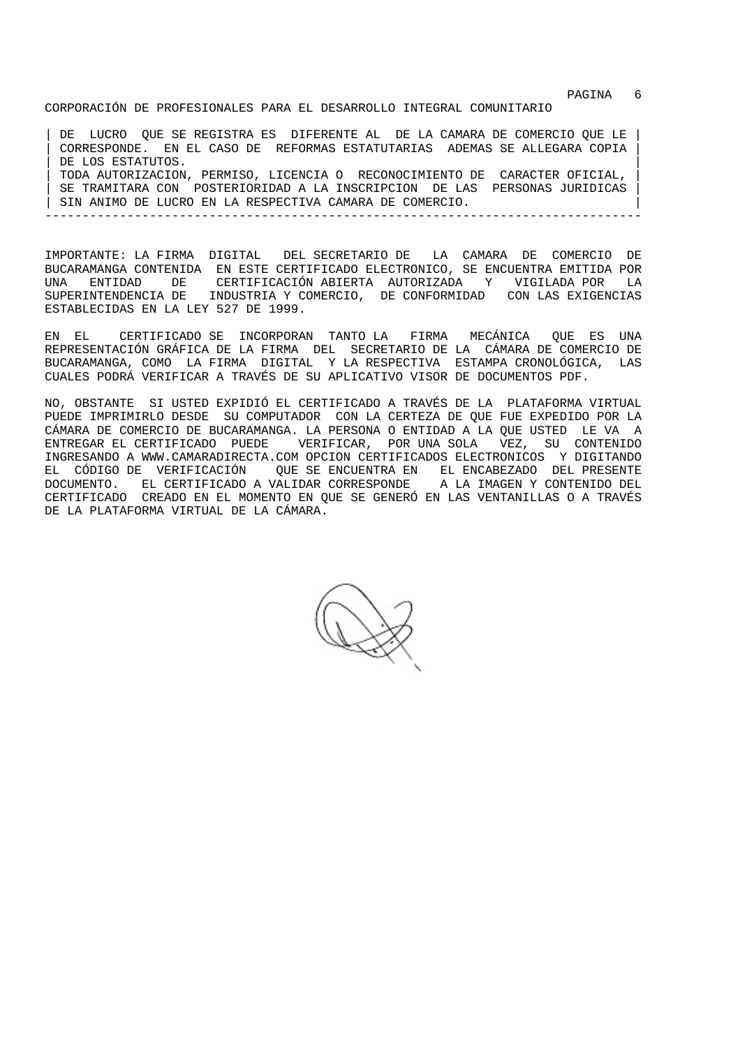DE LUCRO QUE SE REGISTRA ES DIFERENTE AL DE LA CAMARA DE COMERCIO QUE LE CORRESPONDE. EN EL CASO DE REFORMAS ESTATUTARIAS ADEMAS SE ALLEGARA COPIA DE LOS ESTATUTOS.

TODA AUTORIZACION, PERMISO, LICENCIA O RECONOCIMIENTO DE CARACTER OFICIAL, SE TRAMITARA CON POSTERIORIDAD A LA INSCRIPCION DE LAS PERSONAS JURIDICAS SIN ANIMO DE LUCRO EN LA RESPECTIVA CAMARA DE COMERCIO.

---

IMPORTANTE: LA FIRMA DIGITAL DEL SECRETARIO DE LA CAMARA DE COMERCIO DE BUCARAMANGA CONTENIDA EN ESTE CERTIFICADO ELECTRONICO, SE ENCUENTRA EMITIDA POR UNA ENTIDAD DE CERTIFICACIÓN ABIERTA AUTORIZADA Y VIGILADA POR LA SUPERINTENDENCIA DE INDUSTRIA Y COMERCIO, DE CONFORMIDAD CON LAS EXIGENCIAS ESTABLECIDAS EN LA LEY 527 DE 1999.

EN EL CERTIFICADO SE INCORPORAN TANTO LA FIRMA MECÁNICA QUE ES UNA REPRESENTACIÓN GRÁFICA DE LA FIRMA DEL SECRETARIO DE LA CÁMARA DE COMERCIO DE BUCARAMANGA, COMO LA FIRMA DIGITAL Y LA RESPECTIVA ESTAMPA CRONOLÓGICA, LAS CUALES PODRÁ VERIFICAR A TRAVÉS DE SU APLICATIVO VISOR DE DOCUMENTOS PDF.

NO, OBSTANTE SI USTED EXPIDIÓ EL CERTIFICADO A TRAVÉS DE LA PLATAFORMA VIRTUAL PUEDE IMPRIMIRLO DESDE SU COMPUTADOR CON LA CERTEZA DE QUE FUE EXPEDIDO POR LA CÁMARA DE COMERCIO DE BUCARAMANGA. LA PERSONA O ENTIDAD A LA QUE USTED LE VA A ENTREGAR EL CERTIFICADO PUEDE VERIFICAR, POR UNA SOLA VEZ, SU CONTENIDO INGRESANDO A WWW.CAMARADIRECTA.COM OPCION CERTIFICADOS ELECTRONICOS Y DIGITANDO EL CÓDIGO DE VERIFICACIÓN QUE SE ENCUENTRA EN EL ENCABEZADO DEL PRESENTE DOCUMENTO. EL CERTIFICADO A VALIDAR CORRESPONDE A LA IMAGEN Y CONTENIDO DEL CERTIFICADO CREADO EN EL MOMENTO EN QUE SE GENERÓ EN LAS VENTANILLAS O A TRAVÉS DE LA PLATAFORMA VIRTUAL DE LA CÁMARA.